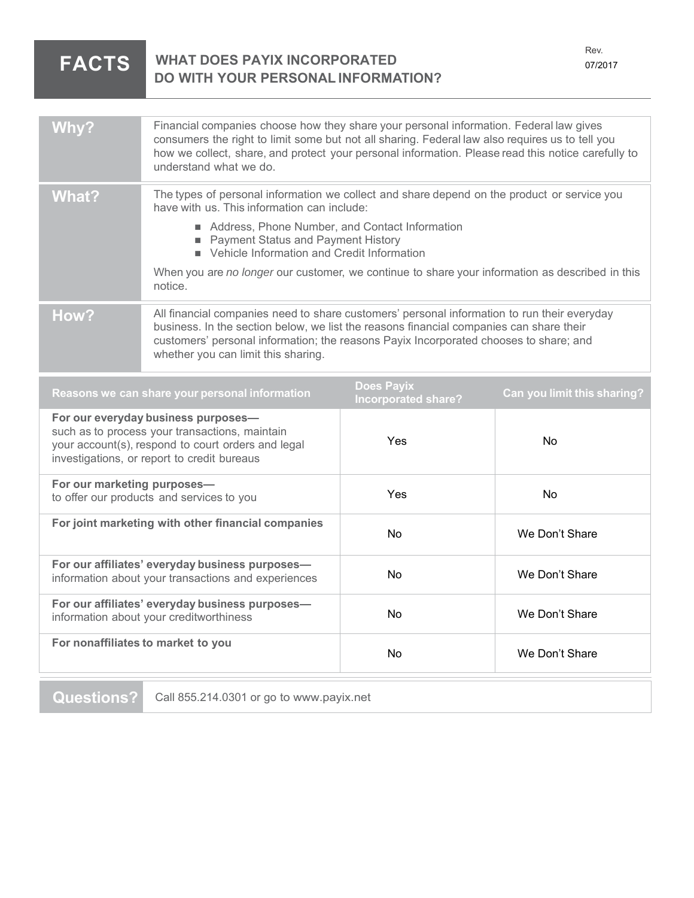# FACTS — WHAT DOES PAYIX INCORPORATED DO WITH YOUR PERSONAL INFORMATION?

Rev. 07/2017

| | |
|---|---|
| **Why?** | Financial companies choose how they share your personal information. Federal law gives consumers the right to limit some but not all sharing. Federal law also requires us to tell you how we collect, share, and protect your personal information. Please read this notice carefully to understand what we do. |
| **What?** | The types of personal information we collect and share depend on the product or service you have with us. This information can include:<br>■ Address, Phone Number, and Contact Information<br>■ Payment Status and Payment History<br>■ Vehicle Information and Credit Information<br><br>When you are *no longer* our customer, we continue to share your information as described in this notice. |
| **How?** | All financial companies need to share customers' personal information to run their everyday business. In the section below, we list the reasons financial companies can share their customers' personal information; the reasons Payix Incorporated chooses to share; and whether you can limit this sharing. |

| Reasons we can share your personal information | Does Payix Incorporated share? | Can you limit this sharing? |
|---|---|---|
| **For our everyday business purposes—** such as to process your transactions, maintain your account(s), respond to court orders and legal investigations, or report to credit bureaus | Yes | No |
| **For our marketing purposes—** to offer our products and services to you | Yes | No |
| **For joint marketing with other financial companies** | No | We Don't Share |
| **For our affiliates' everyday business purposes—** information about your transactions and experiences | No | We Don't Share |
| **For our affiliates' everyday business purposes—** information about your creditworthiness | No | We Don't Share |
| **For nonaffiliates to market to you** | No | We Don't Share |

| | |
|---|---|
| **Questions?** | Call 855.214.0301 or go to www.payix.net |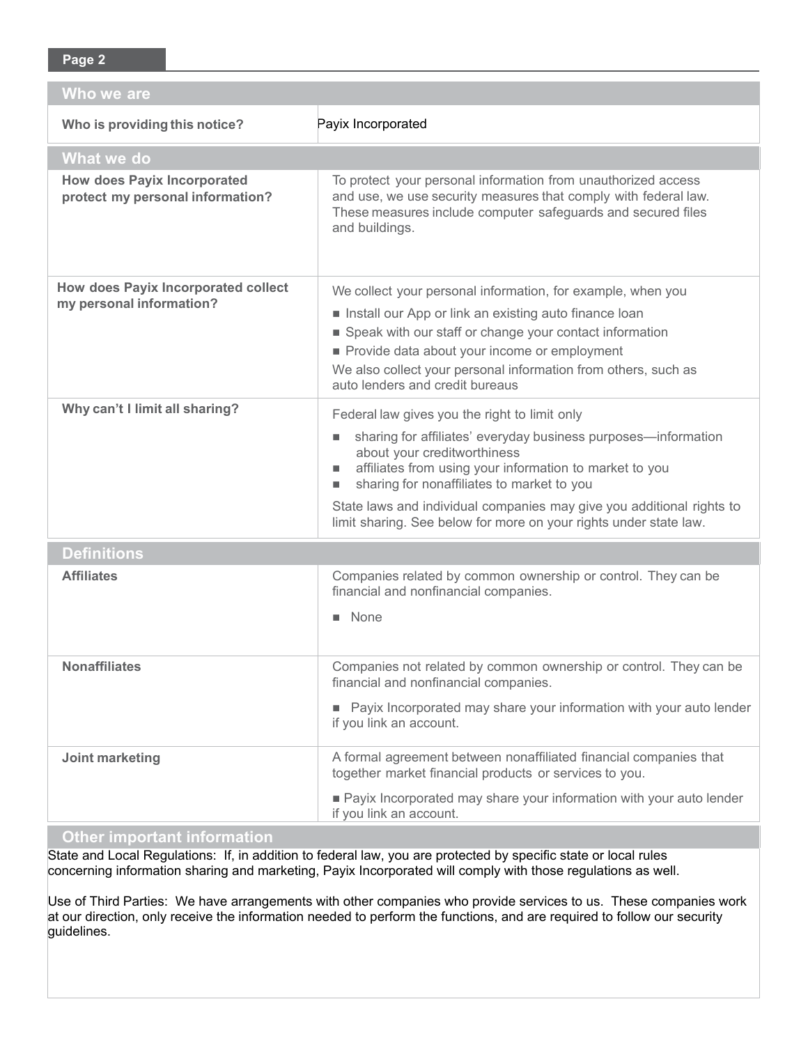| Who we are | |
|---|---|
| **Who is providing this notice?** | Payix Incorporated |

| What we do | |
|---|---|
| **How does Payix Incorporated protect my personal information?** | To protect your personal information from unauthorized access and use, we use security measures that comply with federal law. These measures include computer safeguards and secured files and buildings. |
| **How does Payix Incorporated collect my personal information?** | We collect your personal information, for example, when you<br>■ Install our App or link an existing auto finance loan<br>■ Speak with our staff or change your contact information<br>■ Provide data about your income or employment<br>We also collect your personal information from others, such as auto lenders and credit bureaus |
| **Why can't I limit all sharing?** | Federal law gives you the right to limit only<br>■ sharing for affiliates' everyday business purposes—information about your creditworthiness<br>■ affiliates from using your information to market to you<br>■ sharing for nonaffiliates to market to you<br>State laws and individual companies may give you additional rights to limit sharing. See below for more on your rights under state law. |

| Definitions | |
|---|---|
| **Affiliates** | Companies related by common ownership or control. They can be financial and nonfinancial companies.<br>■ None |
| **Nonaffiliates** | Companies not related by common ownership or control. They can be financial and nonfinancial companies.<br>■ Payix Incorporated may share your information with your auto lender if you link an account. |
| **Joint marketing** | A formal agreement between nonaffiliated financial companies that together market financial products or services to you.<br>■ Payix Incorporated may share your information with your auto lender if you link an account. |

## Other important information

State and Local Regulations: If, in addition to federal law, you are protected by specific state or local rules concerning information sharing and marketing, Payix Incorporated will comply with those regulations as well.

Use of Third Parties: We have arrangements with other companies who provide services to us. These companies work at our direction, only receive the information needed to perform the functions, and are required to follow our security guidelines.